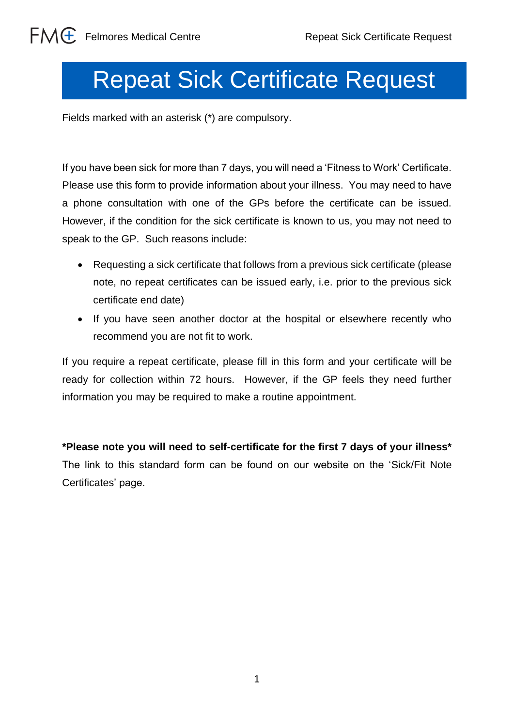# Repeat Sick Certificate Request

Fields marked with an asterisk (*) are compulsory.

If you have been sick for more than 7 days, you will need a 'Fitness to Work' Certificate. Please use this form to provide information about your illness. You may need to have a phone consultation with one of the GPs before the certificate can be issued. However, if the condition for the sick certificate is known to us, you may not need to speak to the GP. Such reasons include:

- Requesting a sick certificate that follows from a previous sick certificate (please note, no repeat certificates can be issued early, i.e. prior to the previous sick certificate end date)
- If you have seen another doctor at the hospital or elsewhere recently who recommend you are not fit to work.

If you require a repeat certificate, please fill in this form and your certificate will be ready for collection within 72 hours. However, if the GP feels they need further information you may be required to make a routine appointment.

**\*Please note you will need to self-certificate for the first 7 days of your illness\***
The link to this standard form can be found on our website on the 'Sick/Fit Note Certificates' page.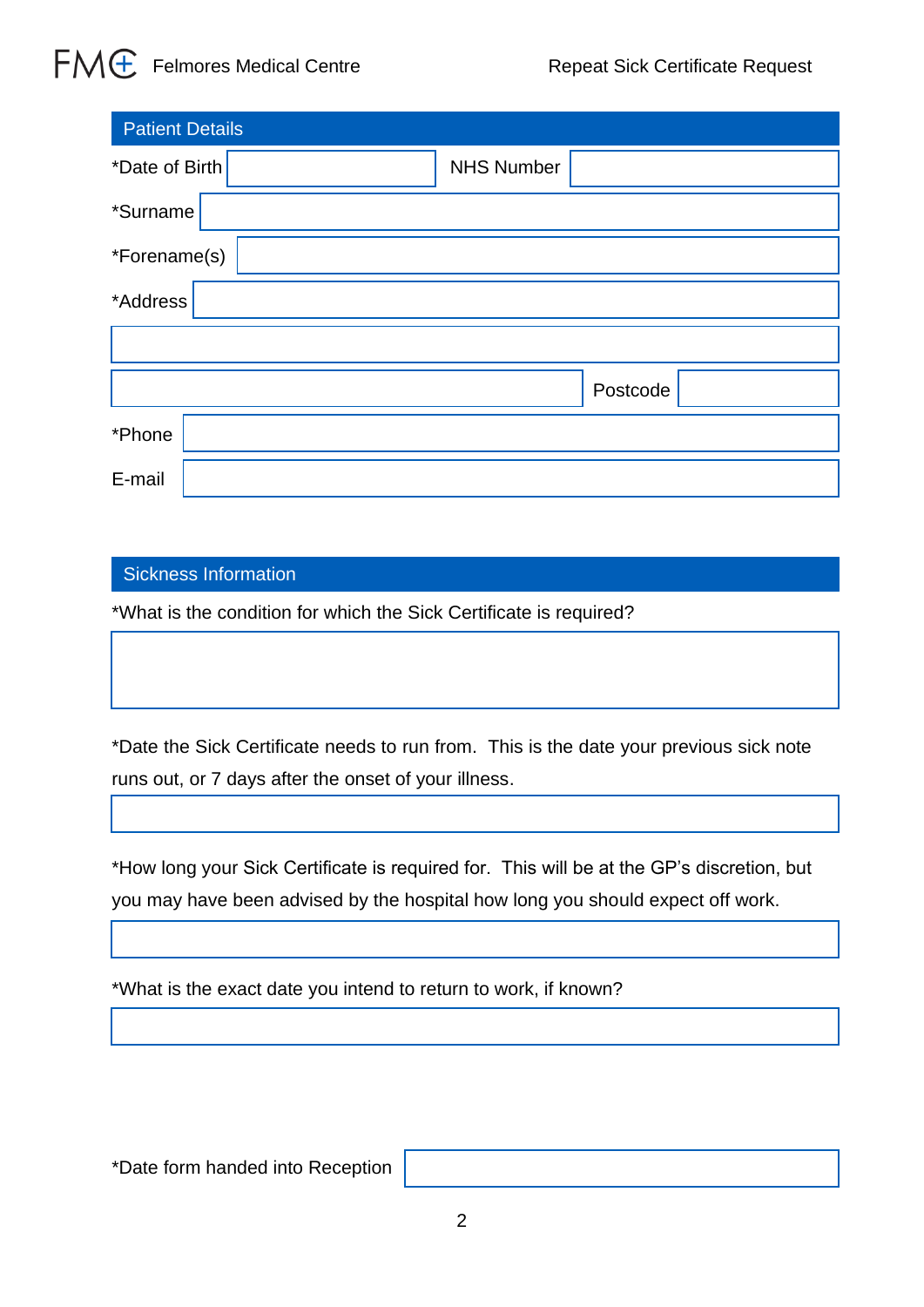FMC Felmores Medical Centre — Repeat Sick Certificate Request

## Patient Details

*Date of Birth | NHS Number

*Surname

*Forename(s)

*Address

Postcode

*Phone

E-mail

## Sickness Information

*What is the condition for which the Sick Certificate is required?

*Date the Sick Certificate needs to run from. This is the date your previous sick note runs out, or 7 days after the onset of your illness.

*How long your Sick Certificate is required for. This will be at the GP's discretion, but you may have been advised by the hospital how long you should expect off work.

*What is the exact date you intend to return to work, if known?

*Date form handed into Reception